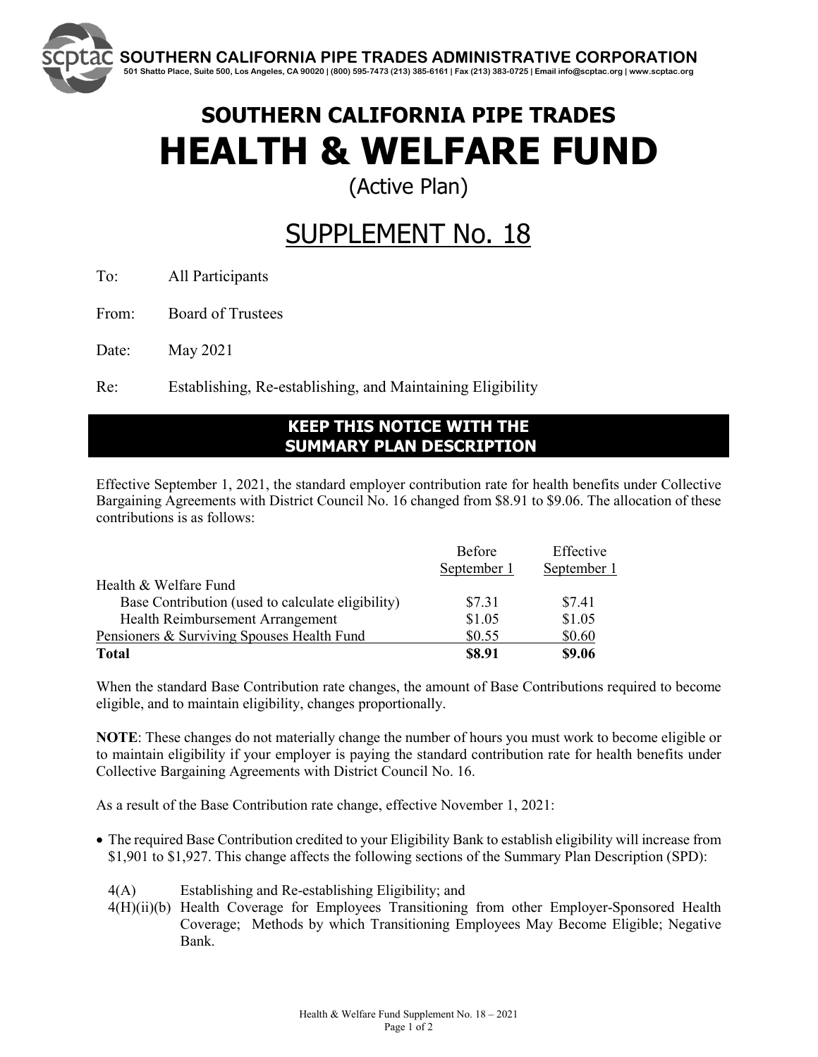**SOUTHERN CALIFORNIA PIPE TRADES ADMINISTRATIVE CORPORATION**
501 Shatto Place, Suite 500, Los Angeles, CA 90020 | (800) 595-7473 (213) 385-6161 | Fax (213) 383-0725 | Email info@scptac.org | www.scptac.org

# SOUTHERN CALIFORNIA PIPE TRADES
# HEALTH & WELFARE FUND

(Active Plan)

## SUPPLEMENT No. 18

To: All Participants

From: Board of Trustees

Date: May 2021

Re: Establishing, Re-establishing, and Maintaining Eligibility

**KEEP THIS NOTICE WITH THE SUMMARY PLAN DESCRIPTION**

Effective September 1, 2021, the standard employer contribution rate for health benefits under Collective Bargaining Agreements with District Council No. 16 changed from $8.91 to $9.06. The allocation of these contributions is as follows:

| | Before September 1 | Effective September 1 |
|---|---|---|
| Health & Welfare Fund | | |
| Base Contribution (used to calculate eligibility) | $7.31 | $7.41 |
| Health Reimbursement Arrangement | $1.05 | $1.05 |
| Pensioners & Surviving Spouses Health Fund | $0.55 | $0.60 |
| **Total** | **$8.91** | **$9.06** |

When the standard Base Contribution rate changes, the amount of Base Contributions required to become eligible, and to maintain eligibility, changes proportionally.

**NOTE**: These changes do not materially change the number of hours you must work to become eligible or to maintain eligibility if your employer is paying the standard contribution rate for health benefits under Collective Bargaining Agreements with District Council No. 16.

As a result of the Base Contribution rate change, effective November 1, 2021:

- The required Base Contribution credited to your Eligibility Bank to establish eligibility will increase from $1,901 to $1,927. This change affects the following sections of the Summary Plan Description (SPD):

  4(A) Establishing and Re-establishing Eligibility; and

  4(H)(ii)(b) Health Coverage for Employees Transitioning from other Employer-Sponsored Health Coverage; Methods by which Transitioning Employees May Become Eligible; Negative Bank.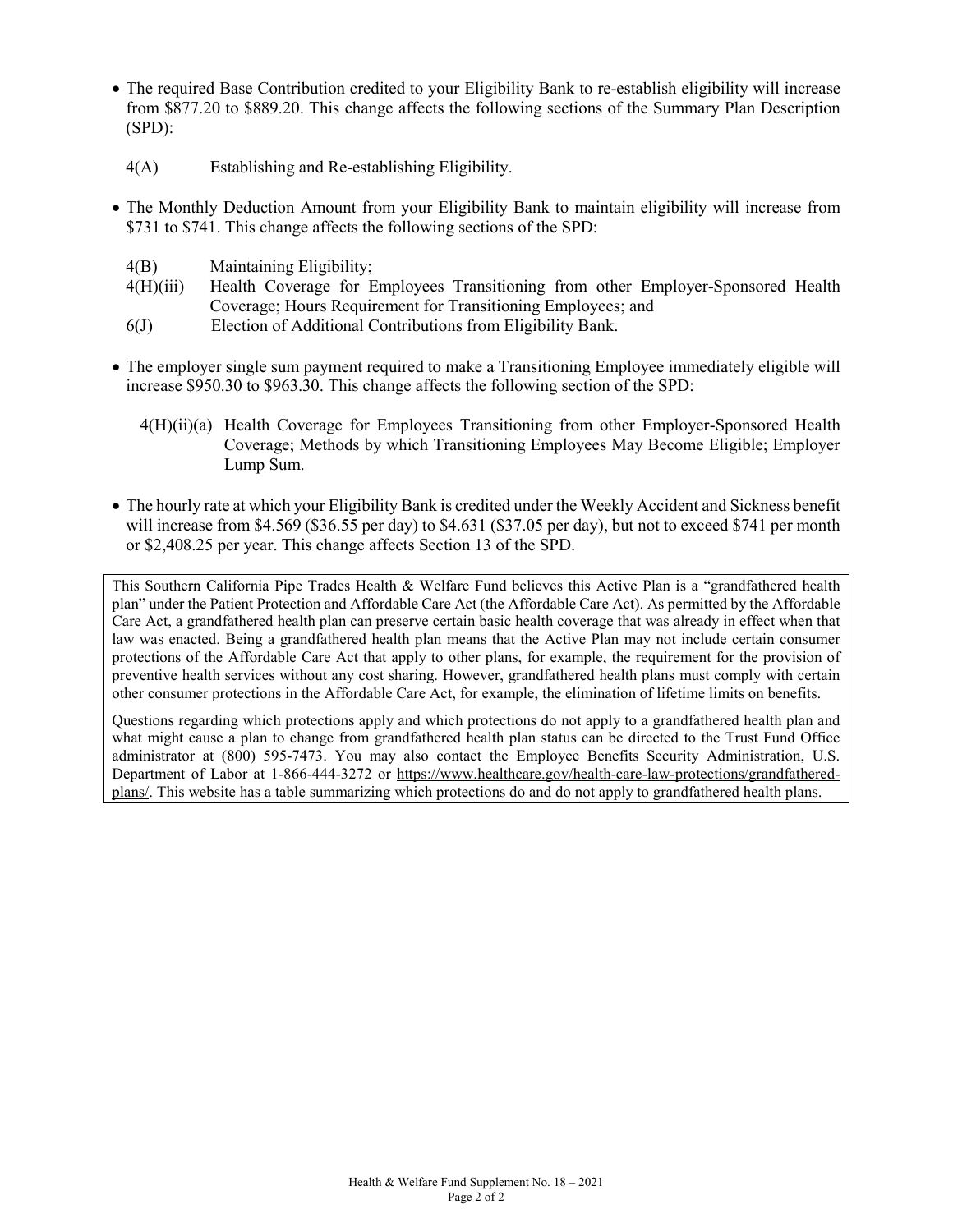- The required Base Contribution credited to your Eligibility Bank to re-establish eligibility will increase from $877.20 to $889.20. This change affects the following sections of the Summary Plan Description (SPD):

  4(A) Establishing and Re-establishing Eligibility.

- The Monthly Deduction Amount from your Eligibility Bank to maintain eligibility will increase from $731 to $741. This change affects the following sections of the SPD:

  4(B) Maintaining Eligibility;
  4(H)(iii) Health Coverage for Employees Transitioning from other Employer-Sponsored Health Coverage; Hours Requirement for Transitioning Employees; and
  6(J) Election of Additional Contributions from Eligibility Bank.

- The employer single sum payment required to make a Transitioning Employee immediately eligible will increase $950.30 to $963.30. This change affects the following section of the SPD:

  4(H)(ii)(a) Health Coverage for Employees Transitioning from other Employer-Sponsored Health Coverage; Methods by which Transitioning Employees May Become Eligible; Employer Lump Sum.

- The hourly rate at which your Eligibility Bank is credited under the Weekly Accident and Sickness benefit will increase from $4.569 ($36.55 per day) to $4.631 ($37.05 per day), but not to exceed $741 per month or $2,408.25 per year. This change affects Section 13 of the SPD.

This Southern California Pipe Trades Health & Welfare Fund believes this Active Plan is a "grandfathered health plan" under the Patient Protection and Affordable Care Act (the Affordable Care Act). As permitted by the Affordable Care Act, a grandfathered health plan can preserve certain basic health coverage that was already in effect when that law was enacted. Being a grandfathered health plan means that the Active Plan may not include certain consumer protections of the Affordable Care Act that apply to other plans, for example, the requirement for the provision of preventive health services without any cost sharing. However, grandfathered health plans must comply with certain other consumer protections in the Affordable Care Act, for example, the elimination of lifetime limits on benefits.

Questions regarding which protections apply and which protections do not apply to a grandfathered health plan and what might cause a plan to change from grandfathered health plan status can be directed to the Trust Fund Office administrator at (800) 595-7473. You may also contact the Employee Benefits Security Administration, U.S. Department of Labor at 1-866-444-3272 or https://www.healthcare.gov/health-care-law-protections/grandfathered-plans/. This website has a table summarizing which protections do and do not apply to grandfathered health plans.